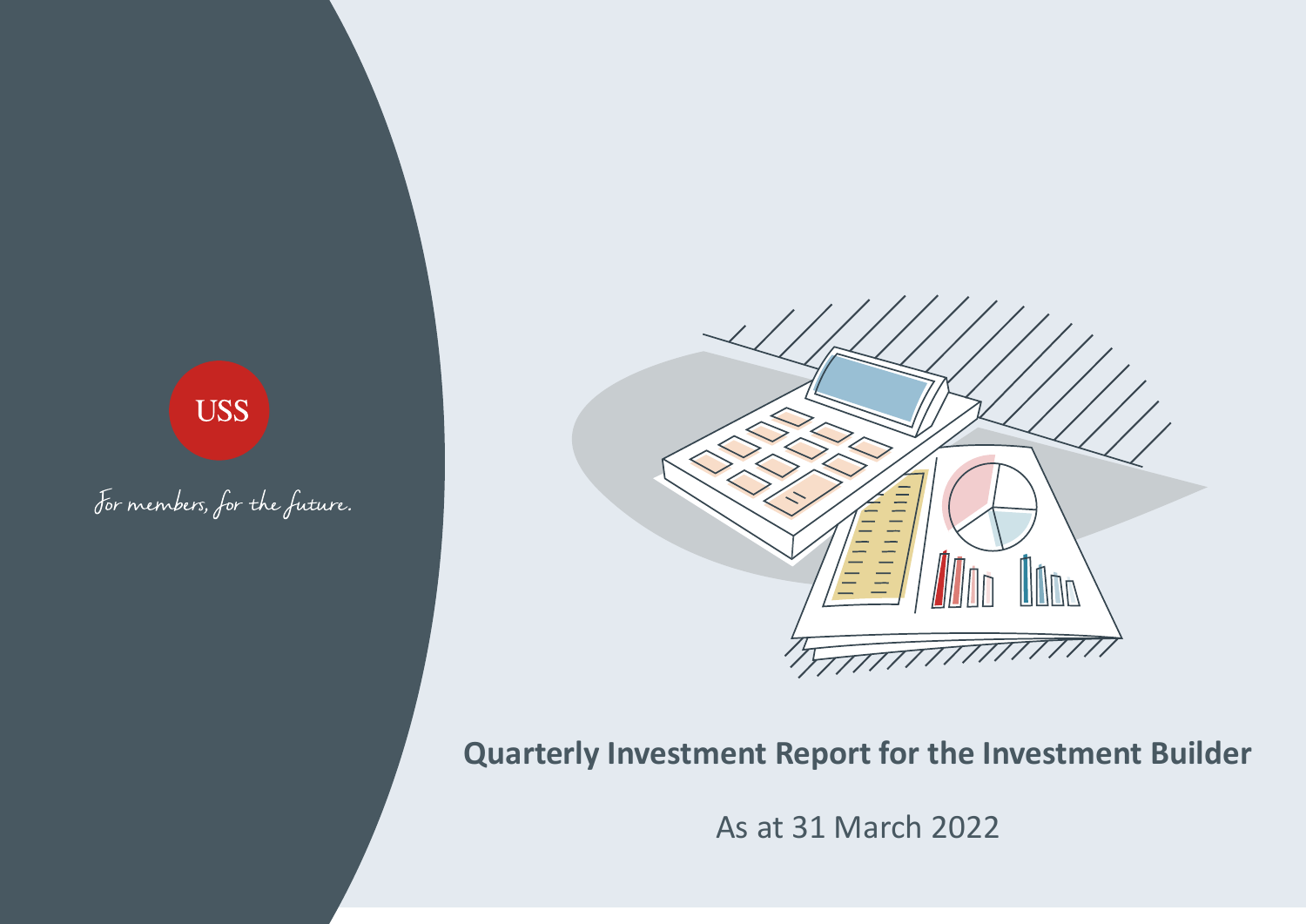USS

For members, for the future.

# Quarterly Investment Report for the Investment Builder

As at 31 March 2022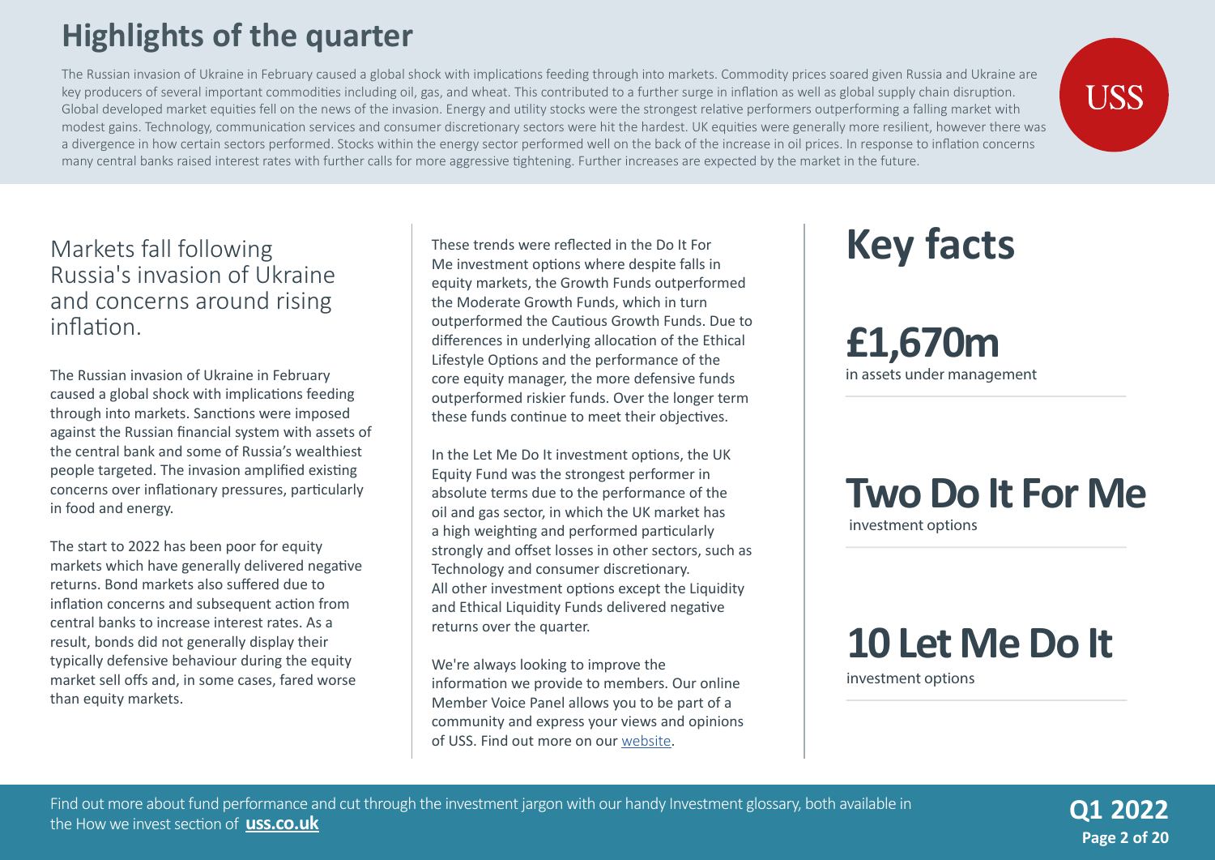# Highlights of the quarter

The Russian invasion of Ukraine in February caused a global shock with implications feeding through into markets. Commodity prices soared given Russia and Ukraine are key producers of several important commodities including oil, gas, and wheat. This contributed to a further surge in inflation as well as global supply chain disruption. Global developed market equities fell on the news of the invasion. Energy and utility stocks were the strongest relative performers outperforming a falling market with modest gains. Technology, communication services and consumer discretionary sectors were hit the hardest. UK equities were generally more resilient, however there was a divergence in how certain sectors performed. Stocks within the energy sector performed well on the back of the increase in oil prices. In response to inflation concerns many central banks raised interest rates with further calls for more aggressive tightening. Further increases are expected by the market in the future.

## Markets fall following Russia's invasion of Ukraine and concerns around rising inflation.

The Russian invasion of Ukraine in February caused a global shock with implications feeding through into markets. Sanctions were imposed against the Russian financial system with assets of the central bank and some of Russia's wealthiest people targeted. The invasion amplified existing concerns over inflationary pressures, particularly in food and energy.

The start to 2022 has been poor for equity markets which have generally delivered negative returns. Bond markets also suffered due to inflation concerns and subsequent action from central banks to increase interest rates. As a result, bonds did not generally display their typically defensive behaviour during the equity market sell offs and, in some cases, fared worse than equity markets.

These trends were reflected in the Do It For Me investment options where despite falls in equity markets, the Growth Funds outperformed the Moderate Growth Funds, which in turn outperformed the Cautious Growth Funds. Due to differences in underlying allocation of the Ethical Lifestyle Options and the performance of the core equity manager, the more defensive funds outperformed riskier funds. Over the longer term these funds continue to meet their objectives.

In the Let Me Do It investment options, the UK Equity Fund was the strongest performer in absolute terms due to the performance of the oil and gas sector, in which the UK market has a high weighting and performed particularly strongly and offset losses in other sectors, such as Technology and consumer discretionary. All other investment options except the Liquidity and Ethical Liquidity Funds delivered negative returns over the quarter.

We're always looking to improve the information we provide to members. Our online Member Voice Panel allows you to be part of a community and express your views and opinions of USS. Find out more on our [website](website).

## Key facts

**£1,670m**
in assets under management

**Two Do It For Me**
investment options

**10 Let Me Do It**
investment options

Find out more about fund performance and cut through the investment jargon with our handy Investment glossary, both available in the How we invest section of **uss.co.uk**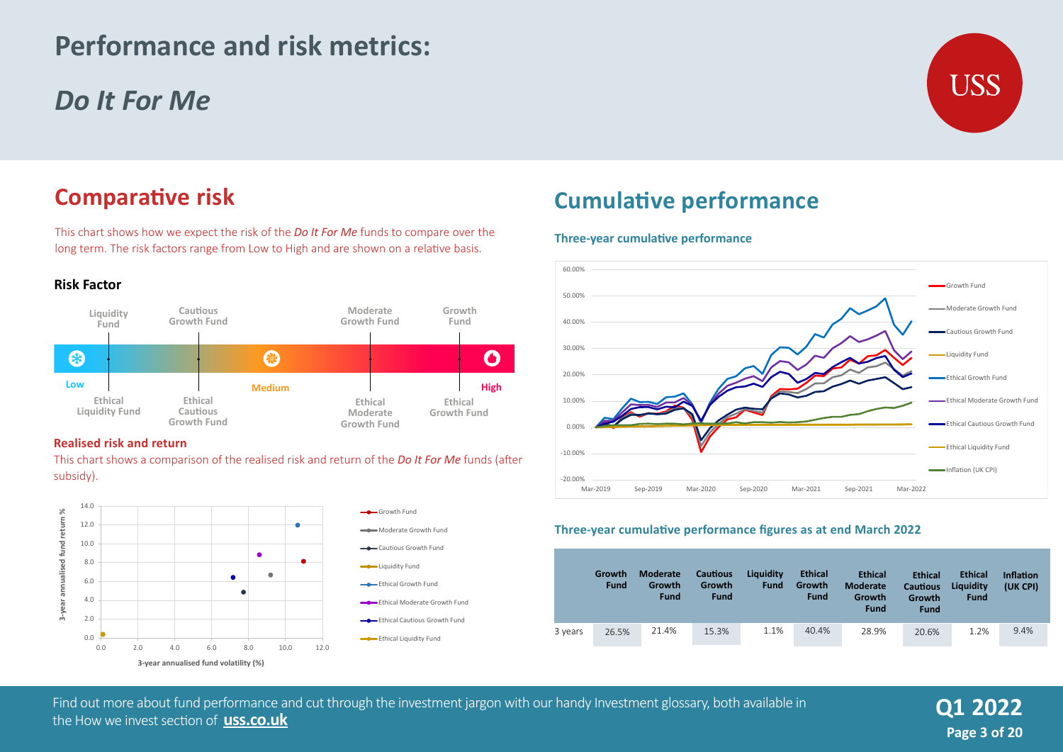# Performance and risk metrics:

## *Do It For Me*

## Comparative risk

This chart shows how we expect the risk of the ***Do It For Me*** funds to compare over the long term. The risk factors range from Low to High and are shown on a relative basis.

### Risk Factor

Liquidity Fund | Cautious Growth Fund | Moderate Growth Fund | Growth Fund

Low | Medium | High

Ethical Liquidity Fund | Ethical Cautious Growth Fund | Ethical Moderate Growth Fund | Ethical Growth Fund

### Realised risk and return

This chart shows a comparison of the realised risk and return of the *Do It For Me* funds (after subsidy).

## Cumulative performance

### Three-year cumulative performance

### Three-year cumulative performance figures as at end March 2022

| | Growth Fund | Moderate Growth Fund | Cautious Growth Fund | Liquidity Fund | Ethical Growth Fund | Ethical Moderate Growth Fund | Ethical Cautious Growth Fund | Ethical Liquidity Fund | Inflation (UK CPI) |
|---|---|---|---|---|---|---|---|---|---|
| 3 years | 26.5% | 21.4% | 15.3% | 1.1% | 40.4% | 28.9% | 20.6% | 1.2% | 9.4% |

Find out more about fund performance and cut through the investment jargon with our handy Investment glossary, both available in the How we invest section of **uss.co.uk**

**Q1 2022**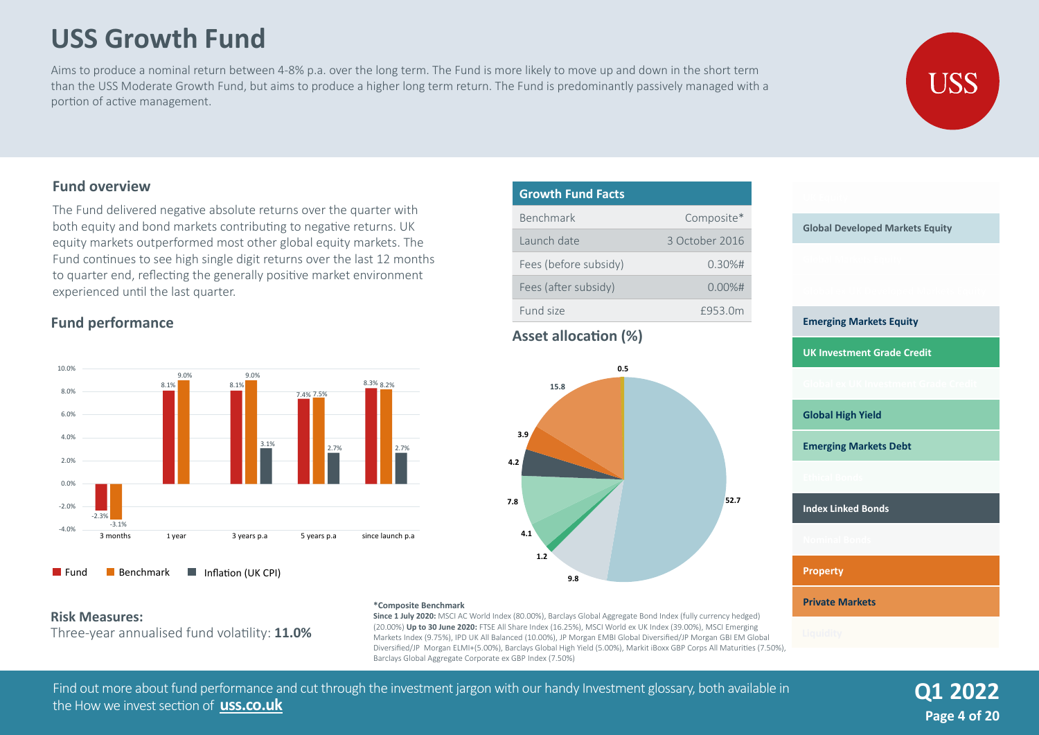# USS Growth Fund

Aims to produce a nominal return between 4-8% p.a. over the long term. The Fund is more likely to move up and down in the short term than the USS Moderate Growth Fund, but aims to produce a higher long term return. The Fund is predominantly passively managed with a portion of active management.

## Fund overview

The Fund delivered negative absolute returns over the quarter with both equity and bond markets contributing to negative returns. UK equity markets outperformed most other global equity markets. The Fund continues to see high single digit returns over the last 12 months to quarter end, reflecting the generally positive market environment experienced until the last quarter.

## Fund performance

| | 3 months | 1 year | 3 years p.a | 5 years p.a | since launch p.a |
|---|---|---|---|---|---|
| Fund | -2.3% | 8.1% | 8.1% | 7.4% | 8.3% |
| Benchmark | -3.1% | 9.0% | 9.0% | 7.5% | 8.2% |
| Inflation (UK CPI) | | | 3.1% | 2.7% | 2.7% |

## Risk Measures:

Three-year annualised fund volatility: **11.0%**

## Growth Fund Facts

| | |
|---|---|
| Benchmark | Composite* |
| Launch date | 3 October 2016 |
| Fees (before subsidy) | 0.30%# |
| Fees (after subsidy) | 0.00%# |
| Fund size | £953.0m |

## Asset allocation (%)

| Asset class | % |
|---|---|
| Global Developed Markets Equity | 52.7 |
| Emerging Markets Equity | 9.8 |
| UK Investment Grade Credit | 1.2 |
| Global High Yield | 4.1 |
| Emerging Markets Debt | 7.8 |
| Index Linked Bonds | 4.2 |
| Property | 3.9 |
| Private Markets | 15.8 |
| Liquidity | 0.5 |

**\*Composite Benchmark**
**Since 1 July 2020:** MSCI AC World Index (80.00%), Barclays Global Aggregate Bond Index (fully currency hedged) (20.00%) **Up to 30 June 2020:** FTSE All Share Index (16.25%), MSCI World ex UK Index (39.00%), MSCI Emerging Markets Index (9.75%), IPD UK All Balanced (10.00%), JP Morgan EMBI Global Diversified/JP Morgan GBI EM Global Diversified/JP Morgan ELMI+(5.00%), Barclays Global High Yield (5.00%), Markit iBoxx GBP Corps All Maturities (7.50%), Barclays Global Aggregate Corporate ex GBP Index (7.50%)

Find out more about fund performance and cut through the investment jargon with our handy Investment glossary, both available in the How we invest section of **uss.co.uk**

**Q1 2022**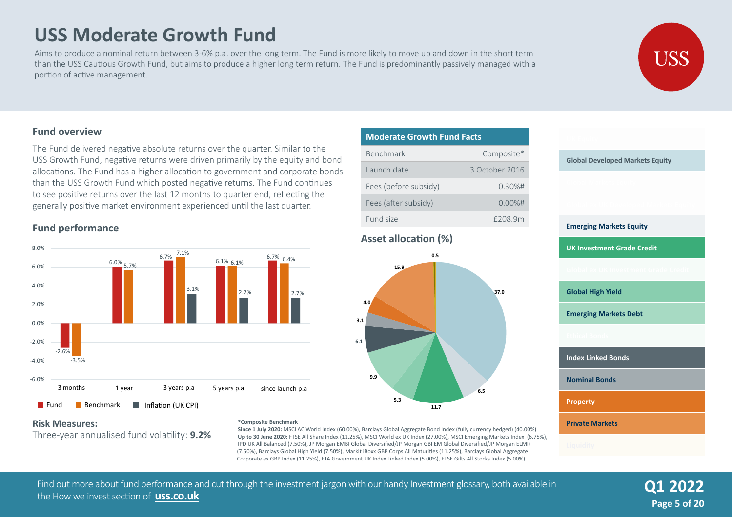# USS Moderate Growth Fund

Aims to produce a nominal return between 3-6% p.a. over the long term. The Fund is more likely to move up and down in the short term than the USS Cautious Growth Fund, but aims to produce a higher long term return. The Fund is predominantly passively managed with a portion of active management.

## Fund overview

The Fund delivered negative absolute returns over the quarter. Similar to the USS Growth Fund, negative returns were driven primarily by the equity and bond allocations. The Fund has a higher allocation to government and corporate bonds than the USS Growth Fund which posted negative returns. The Fund continues to see positive returns over the last 12 months to quarter end, reflecting the generally positive market environment experienced until the last quarter.

## Fund performance

| | 3 months | 1 year | 3 years p.a | 5 years p.a | since launch p.a |
|---|---|---|---|---|---|
| Fund | -2.6% | 6.0% | 6.7% | 6.1% | 6.7% |
| Benchmark | -3.5% | 5.7% | 7.1% | 6.1% | 6.4% |
| Inflation (UK CPI) | | | 3.1% | 2.7% | 2.7% |

### Risk Measures:

Three-year annualised fund volatility: **9.2%**

## Moderate Growth Fund Facts

| | |
|---|---|
| Benchmark | Composite* |
| Launch date | 3 October 2016 |
| Fees (before subsidy) | 0.30%# |
| Fees (after subsidy) | 0.00%# |
| Fund size | £208.9m |

## Asset allocation (%)

| Asset class | % |
|---|---|
| Global Developed Markets Equity | 37.0 |
| Emerging Markets Equity | 6.5 |
| UK Investment Grade Credit | 11.7 |
| Global High Yield | 5.3 |
| Emerging Markets Debt | 9.9 |
| Index Linked Bonds | 6.1 |
| Nominal Bonds | 3.1 |
| Property | 4.0 |
| Private Markets | 15.9 |
| Liquidity | 0.5 |

**\*Composite Benchmark**

**Since 1 July 2020:** MSCI AC World Index (60.00%), Barclays Global Aggregate Bond Index (fully currency hedged) (40.00%)

**Up to 30 June 2020:** FTSE All Share Index (11.25%), MSCI World ex UK Index (27.00%), MSCI Emerging Markets Index (6.75%), IPD UK All Balanced (7.50%), JP Morgan EMBI Global Diversified/JP Morgan GBI EM Global Diversified/JP Morgan ELMI+ (7.50%), Barclays Global High Yield (7.50%), Markit iBoxx GBP Corps All Maturities (11.25%), Barclays Global Aggregate Corporate ex GBP Index (11.25%), FTA Government UK Index Linked Index (5.00%), FTSE Gilts All Stocks Index (5.00%)

Find out more about fund performance and cut through the investment jargon with our handy Investment glossary, both available in the How we invest section of **uss.co.uk**

**Q1 2022**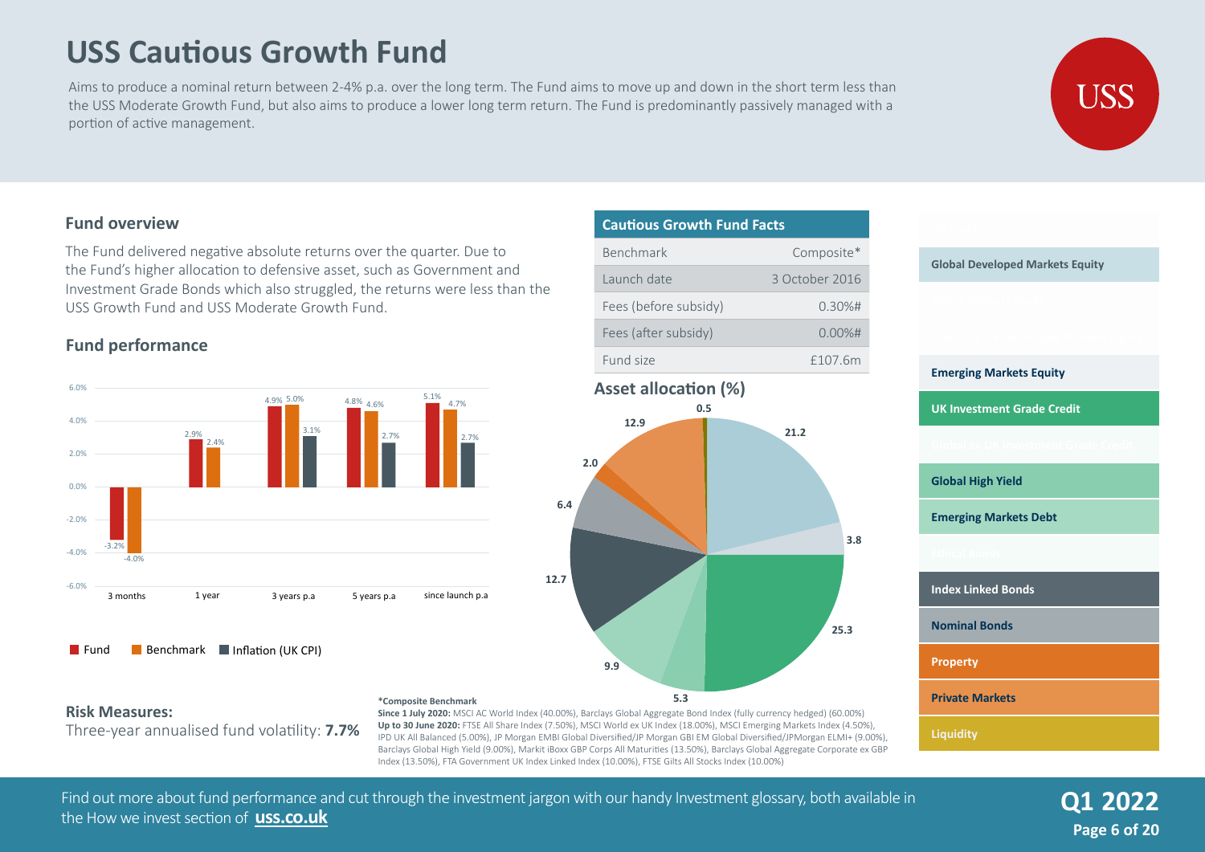# USS Cautious Growth Fund

Aims to produce a nominal return between 2-4% p.a. over the long term. The Fund aims to move up and down in the short term less than the USS Moderate Growth Fund, but also aims to produce a lower long term return. The Fund is predominantly passively managed with a portion of active management.

## Fund overview

The Fund delivered negative absolute returns over the quarter. Due to the Fund's higher allocation to defensive asset, such as Government and Investment Grade Bonds which also struggled, the returns were less than the USS Growth Fund and USS Moderate Growth Fund.

## Fund performance

| | 3 months | 1 year | 3 years p.a | 5 years p.a | since launch p.a |
|---|---|---|---|---|---|
| Fund | -3.2% | 2.9% | 4.9% | 4.8% | 5.1% |
| Benchmark | -4.0% | 2.4% | 5.0% | 4.6% | 4.7% |
| Inflation (UK CPI) | | | 3.1% | 2.7% | 2.7% |

## Cautious Growth Fund Facts

| | |
|---|---|
| Benchmark | Composite* |
| Launch date | 3 October 2016 |
| Fees (before subsidy) | 0.30%# |
| Fees (after subsidy) | 0.00%# |
| Fund size | £107.6m |

## Asset allocation (%)

| Asset class | % |
|---|---|
| Global Developed Markets Equity | 21.2 |
| Emerging Markets Equity | 3.8 |
| UK Investment Grade Credit | 25.3 |
| Global High Yield | 5.3 |
| Emerging Markets Debt | 9.9 |
| Index Linked Bonds | 12.7 |
| Nominal Bonds | 6.4 |
| Property | 2.0 |
| Private Markets | 12.9 |
| Liquidity | 0.5 |

**Risk Measures:**

Three-year annualised fund volatility: **7.7%**

**\*Composite Benchmark**

**Since 1 July 2020:** MSCI AC World Index (40.00%), Barclays Global Aggregate Bond Index (fully currency hedged) (60.00%)

**Up to 30 June 2020:** FTSE All Share Index (7.50%), MSCI World ex UK Index (18.00%), MSCI Emerging Markets Index (4.50%), IPD UK All Balanced (5.00%), JP Morgan EMBI Global Diversified/JP Morgan GBI EM Global Diversified/JPMorgan ELMI+ (9.00%), Barclays Global High Yield (9.00%), Markit iBoxx GBP Corps All Maturities (13.50%), Barclays Global Aggregate Corporate ex GBP Index (13.50%), FTA Government UK Index Linked Index (10.00%), FTSE Gilts All Stocks Index (10.00%)

Find out more about fund performance and cut through the investment jargon with our handy Investment glossary, both available in the How we invest section of **uss.co.uk**

**Q1 2022**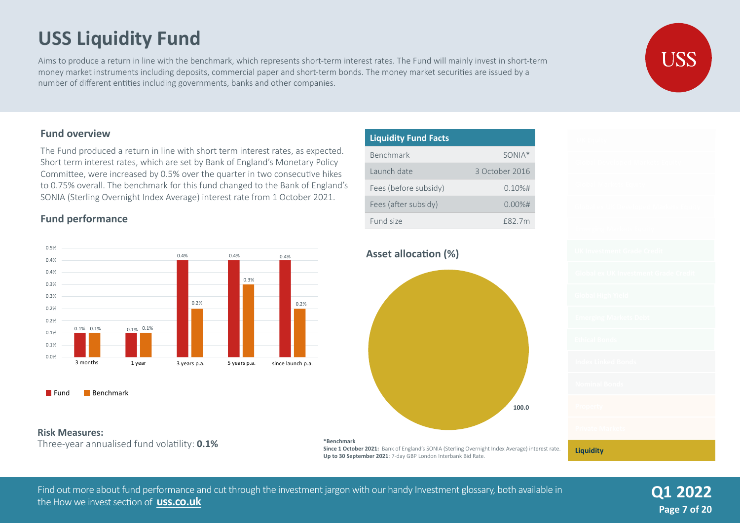# USS Liquidity Fund

Aims to produce a return in line with the benchmark, which represents short-term interest rates. The Fund will mainly invest in short-term money market instruments including deposits, commercial paper and short-term bonds. The money market securities are issued by a number of different entities including governments, banks and other companies.

## Fund overview

The Fund produced a return in line with short term interest rates, as expected. Short term interest rates, which are set by Bank of England's Monetary Policy Committee, were increased by 0.5% over the quarter in two consecutive hikes to 0.75% overall. The benchmark for this fund changed to the Bank of England's SONIA (Sterling Overnight Index Average) interest rate from 1 October 2021.

## Fund performance

| | 3 months | 1 year | 3 years p.a. | 5 years p.a. | since launch p.a. |
|---|---|---|---|---|---|
| Fund | 0.1% | 0.1% | 0.4% | 0.4% | 0.4% |
| Benchmark | 0.1% | 0.1% | 0.2% | 0.3% | 0.2% |

**Risk Measures:**

Three-year annualised fund volatility: **0.1%**

## Liquidity Fund Facts

| Liquidity Fund Facts | |
|---|---|
| Benchmark | SONIA* |
| Launch date | 3 October 2016 |
| Fees (before subsidy) | 0.10%# |
| Fees (after subsidy) | 0.00%# |
| Fund size | £82.7m |

## Asset allocation (%)

| Asset | % |
|---|---|
| Liquidity | 100.0 |

**\*Benchmark**

**Since 1 October 2021:** Bank of England's SONIA (Sterling Overnight Index Average) interest rate.
**Up to 30 September 2021**: 7-day GBP London Interbank Bid Rate.

Find out more about fund performance and cut through the investment jargon with our handy Investment glossary, both available in the How we invest section of **uss.co.uk**

**Q1 2022**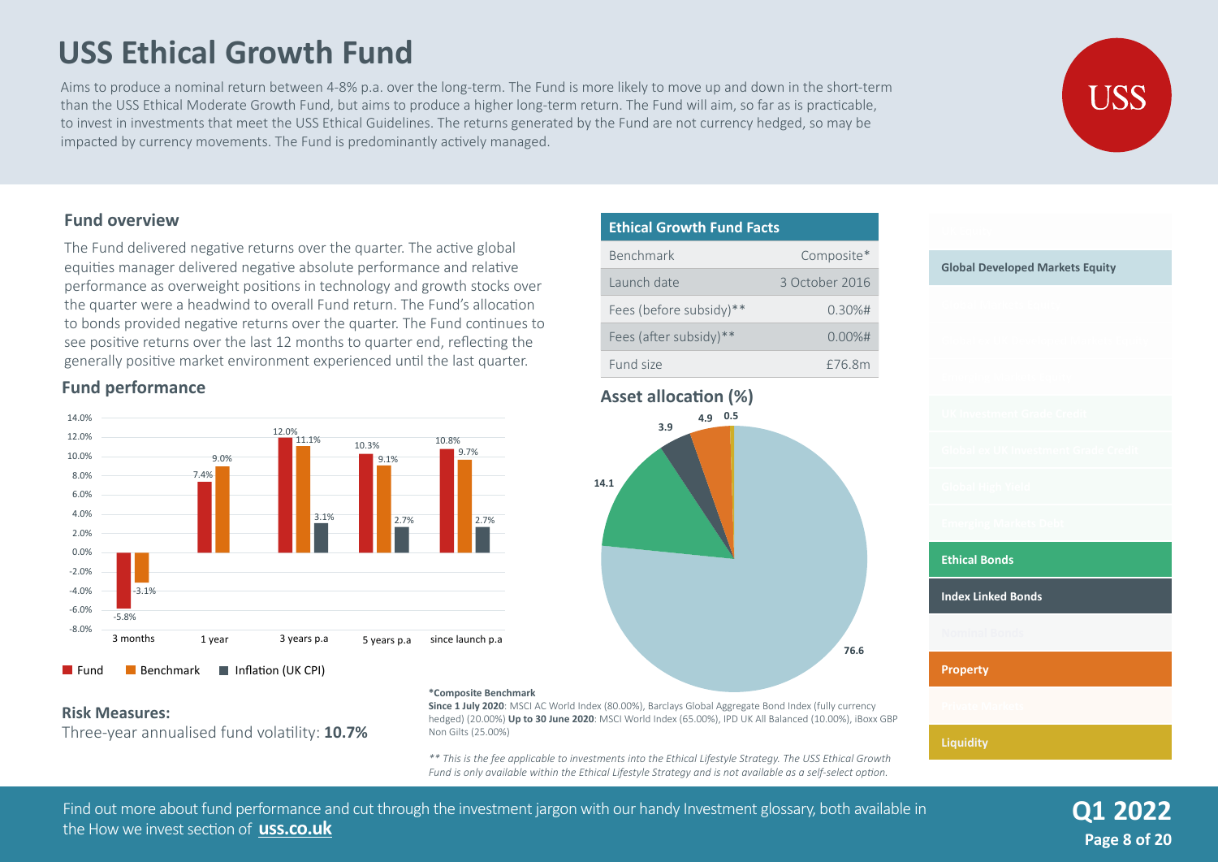# USS Ethical Growth Fund

Aims to produce a nominal return between 4-8% p.a. over the long-term. The Fund is more likely to move up and down in the short-term than the USS Ethical Moderate Growth Fund, but aims to produce a higher long-term return. The Fund will aim, so far as is practicable, to invest in investments that meet the USS Ethical Guidelines. The returns generated by the Fund are not currency hedged, so may be impacted by currency movements. The Fund is predominantly actively managed.

## Fund overview

The Fund delivered negative returns over the quarter. The active global equities manager delivered negative absolute performance and relative performance as overweight positions in technology and growth stocks over the quarter were a headwind to overall Fund return. The Fund's allocation to bonds provided negative returns over the quarter. The Fund continues to see positive returns over the last 12 months to quarter end, reflecting the generally positive market environment experienced until the last quarter.

## Fund performance

| | Fund | Benchmark | Inflation (UK CPI) |
|---|---|---|---|
| 3 months | -5.8% | -3.1% | |
| 1 year | 7.4% | 9.0% | |
| 3 years p.a | 12.0% | 11.1% | 3.1% |
| 5 years p.a | 10.3% | 9.1% | 2.7% |
| since launch p.a | 10.8% | 9.7% | 2.7% |

## Ethical Growth Fund Facts

| Ethical Growth Fund Facts | |
|---|---|
| Benchmark | Composite* |
| Launch date | 3 October 2016 |
| Fees (before subsidy)** | 0.30%# |
| Fees (after subsidy)** | 0.00%# |
| Fund size | £76.8m |

## Asset allocation (%)

| Asset class | % |
|---|---|
| Global Developed Markets Equity | 76.6 |
| Ethical Bonds | 14.1 |
| Index Linked Bonds | 3.9 |
| Property | 4.9 |
| Liquidity | 0.5 |

**Risk Measures:**

Three-year annualised fund volatility: **10.7%**

**\*Composite Benchmark**

**Since 1 July 2020**: MSCI AC World Index (80.00%), Barclays Global Aggregate Bond Index (fully currency hedged) (20.00%) **Up to 30 June 2020**: MSCI World Index (65.00%), IPD UK All Balanced (10.00%), iBoxx GBP Non Gilts (25.00%)

*\*\* This is the fee applicable to investments into the Ethical Lifestyle Strategy. The USS Ethical Growth Fund is only available within the Ethical Lifestyle Strategy and is not available as a self-select option.*

Find out more about fund performance and cut through the investment jargon with our handy Investment glossary, both available in the How we invest section of **uss.co.uk**

**Q1 2022**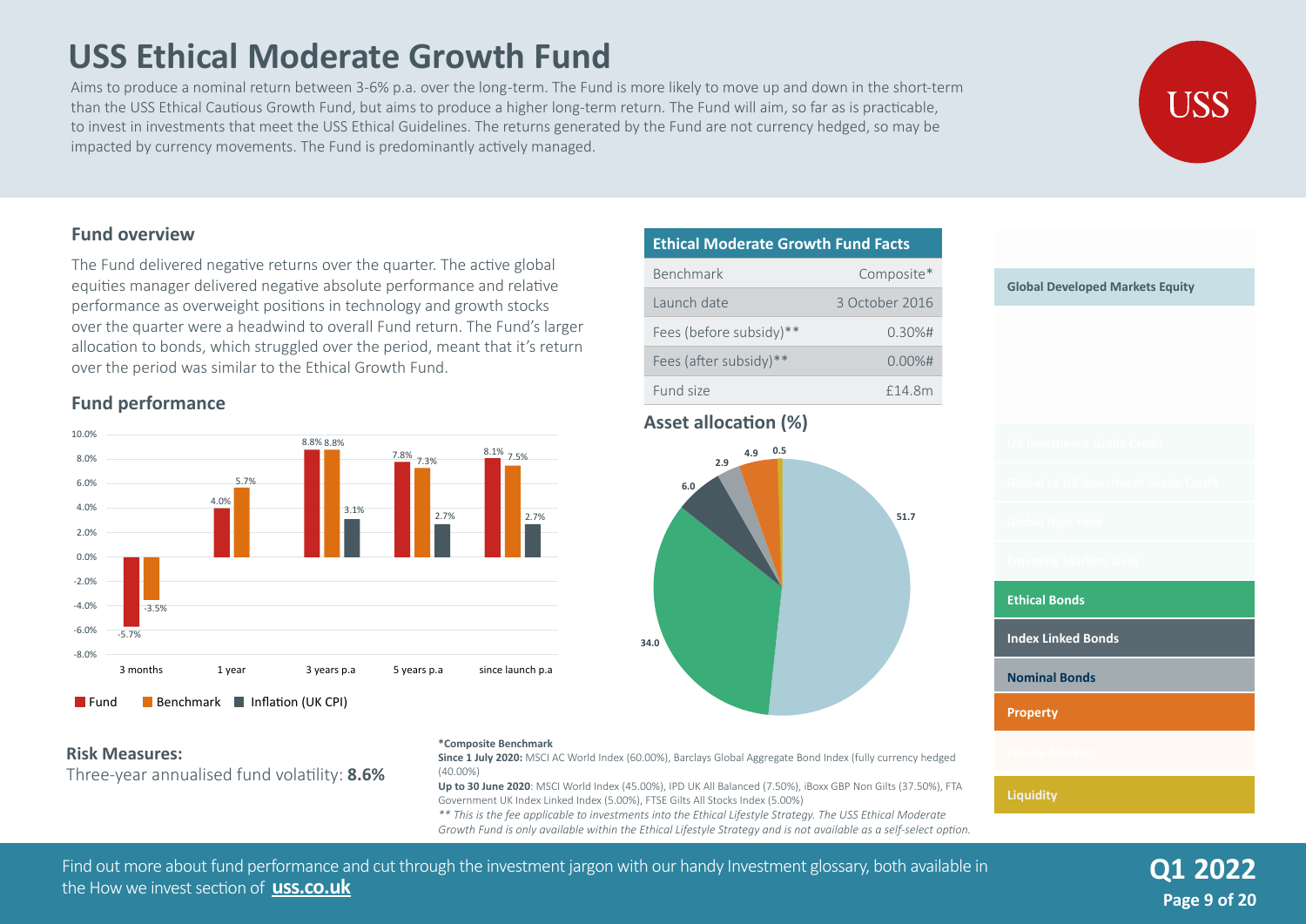# USS Ethical Moderate Growth Fund

Aims to produce a nominal return between 3-6% p.a. over the long-term. The Fund is more likely to move up and down in the short-term than the USS Ethical Cautious Growth Fund, but aims to produce a higher long-term return. The Fund will aim, so far as is practicable, to invest in investments that meet the USS Ethical Guidelines. The returns generated by the Fund are not currency hedged, so may be impacted by currency movements. The Fund is predominantly actively managed.

## Fund overview

The Fund delivered negative returns over the quarter. The active global equities manager delivered negative absolute performance and relative performance as overweight positions in technology and growth stocks over the quarter were a headwind to overall Fund return. The Fund's larger allocation to bonds, which struggled over the period, meant that it's return over the period was similar to the Ethical Growth Fund.

## Fund performance

| | Fund | Benchmark | Inflation (UK CPI) |
|---|---|---|---|
| 3 months | -5.7% | -3.5% | |
| 1 year | 4.0% | 5.7% | |
| 3 years p.a | 8.8% | 8.8% | 3.1% |
| 5 years p.a | 7.8% | 7.3% | 2.7% |
| since launch p.a | 8.1% | 7.5% | 2.7% |

## Ethical Moderate Growth Fund Facts

| | |
|---|---|
| Benchmark | Composite* |
| Launch date | 3 October 2016 |
| Fees (before subsidy)** | 0.30%# |
| Fees (after subsidy)** | 0.00%# |
| Fund size | £14.8m |

## Asset allocation (%)

| Asset class | % |
|---|---|
| Global Developed Markets Equity | 51.7 |
| Ethical Bonds | 34.0 |
| Index Linked Bonds | 6.0 |
| Nominal Bonds | 2.9 |
| Property | 4.9 |
| Liquidity | 0.5 |

## Risk Measures:

Three-year annualised fund volatility: **8.6%**

**\*Composite Benchmark**

**Since 1 July 2020:** MSCI AC World Index (60.00%), Barclays Global Aggregate Bond Index (fully currency hedged (40.00%)

**Up to 30 June 2020**: MSCI World Index (45.00%), IPD UK All Balanced (7.50%), iBoxx GBP Non Gilts (37.50%), FTA Government UK Index Linked Index (5.00%), FTSE Gilts All Stocks Index (5.00%)

*\*\* This is the fee applicable to investments into the Ethical Lifestyle Strategy. The USS Ethical Moderate Growth Fund is only available within the Ethical Lifestyle Strategy and is not available as a self-select option.*

Find out more about fund performance and cut through the investment jargon with our handy Investment glossary, both available in the How we invest section of **uss.co.uk**

**Q1 2022**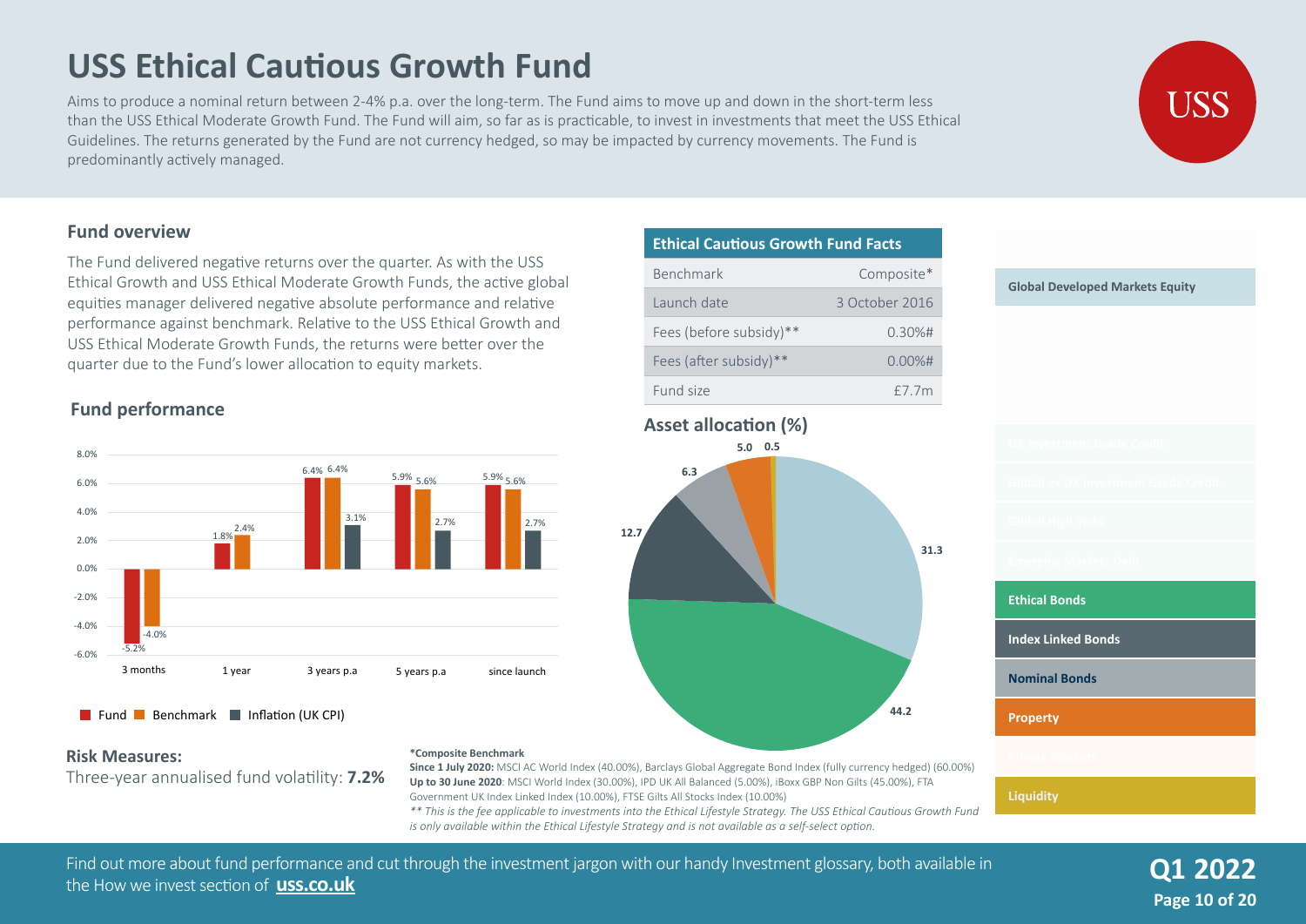# USS Ethical Cautious Growth Fund

Aims to produce a nominal return between 2-4% p.a. over the long-term. The Fund aims to move up and down in the short-term less than the USS Ethical Moderate Growth Fund. The Fund will aim, so far as is practicable, to invest in investments that meet the USS Ethical Guidelines. The returns generated by the Fund are not currency hedged, so may be impacted by currency movements. The Fund is predominantly actively managed.

## Fund overview

The Fund delivered negative returns over the quarter. As with the USS Ethical Growth and USS Ethical Moderate Growth Funds, the active global equities manager delivered negative absolute performance and relative performance against benchmark. Relative to the USS Ethical Growth and USS Ethical Moderate Growth Funds, the returns were better over the quarter due to the Fund's lower allocation to equity markets.

## Fund performance

| | Fund | Benchmark | Inflation (UK CPI) |
|---|---|---|---|
| 3 months | -5.2% | -4.0% | |
| 1 year | 1.8% | 2.4% | |
| 3 years p.a | 6.4% | 6.4% | 3.1% |
| 5 years p.a | 5.9% | 5.6% | 2.7% |
| since launch | 5.9% | 5.6% | 2.7% |

### Ethical Cautious Growth Fund Facts

| Ethical Cautious Growth Fund Facts | |
|---|---|
| Benchmark | Composite* |
| Launch date | 3 October 2016 |
| Fees (before subsidy)** | 0.30%# |
| Fees (after subsidy)** | 0.00%# |
| Fund size | £7.7m |

### Asset allocation (%)

| Asset class | % |
|---|---|
| Global Developed Markets Equity | 31.3 |
| Ethical Bonds | 44.2 |
| Index Linked Bonds | 12.7 |
| Nominal Bonds | 6.3 |
| Property | 5.0 |
| Liquidity | 0.5 |

**Risk Measures:**

Three-year annualised fund volatility: **7.2%**

**\*Composite Benchmark**

**Since 1 July 2020:** MSCI AC World Index (40.00%), Barclays Global Aggregate Bond Index (fully currency hedged) (60.00%)

**Up to 30 June 2020**: MSCI World Index (30.00%), IPD UK All Balanced (5.00%), iBoxx GBP Non Gilts (45.00%), FTA Government UK Index Linked Index (10.00%), FTSE Gilts All Stocks Index (10.00%)

*\*\* This is the fee applicable to investments into the Ethical Lifestyle Strategy. The USS Ethical Cautious Growth Fund is only available within the Ethical Lifestyle Strategy and is not available as a self-select option.*

Find out more about fund performance and cut through the investment jargon with our handy Investment glossary, both available in the How we invest section of **uss.co.uk**

**Q1 2022**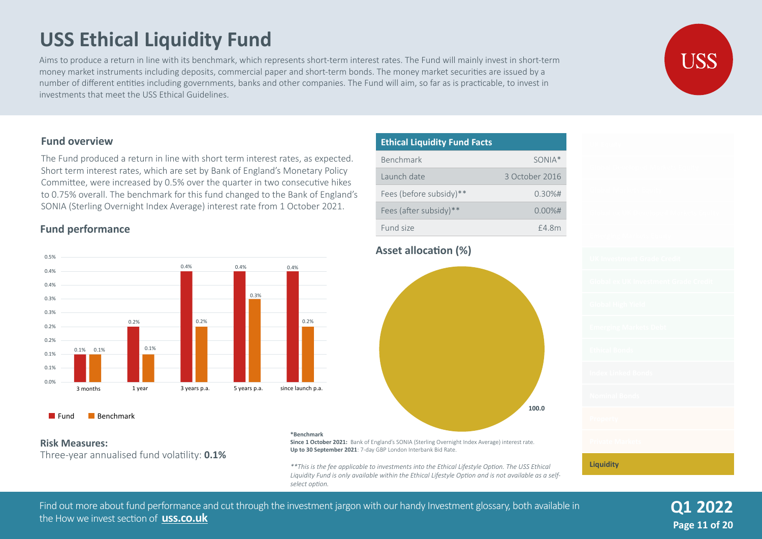# USS Ethical Liquidity Fund

Aims to produce a return in line with its benchmark, which represents short-term interest rates. The Fund will mainly invest in short-term money market instruments including deposits, commercial paper and short-term bonds. The money market securities are issued by a number of different entities including governments, banks and other companies. The Fund will aim, so far as is practicable, to invest in investments that meet the USS Ethical Guidelines.

## Fund overview

The Fund produced a return in line with short term interest rates, as expected. Short term interest rates, which are set by Bank of England's Monetary Policy Committee, were increased by 0.5% over the quarter in two consecutive hikes to 0.75% overall. The benchmark for this fund changed to the Bank of England's SONIA (Sterling Overnight Index Average) interest rate from 1 October 2021.

## Fund performance

| | 3 months | 1 year | 3 years p.a. | 5 years p.a. | since launch p.a. |
|---|---|---|---|---|---|
| Fund | 0.1% | 0.2% | 0.4% | 0.4% | 0.4% |
| Benchmark | 0.1% | 0.1% | 0.2% | 0.3% | 0.2% |

**Risk Measures:**

Three-year annualised fund volatility: **0.1%**

| Ethical Liquidity Fund Facts | |
|---|---|
| Benchmark | SONIA* |
| Launch date | 3 October 2016 |
| Fees (before subsidy)** | 0.30%# |
| Fees (after subsidy)** | 0.00%# |
| Fund size | £4.8m |

## Asset allocation (%)

| Asset | % |
|---|---|
| Liquidity | 100.0 |

**\*Benchmark**

**Since 1 October 2021:** Bank of England's SONIA (Sterling Overnight Index Average) interest rate.

**Up to 30 September 2021**: 7-day GBP London Interbank Bid Rate.

*\*\*This is the fee applicable to investments into the Ethical Lifestyle Option. The USS Ethical Liquidity Fund is only available within the Ethical Lifestyle Option and is not available as a self-select option.*

Find out more about fund performance and cut through the investment jargon with our handy Investment glossary, both available in the How we invest section of **uss.co.uk**

**Q1 2022**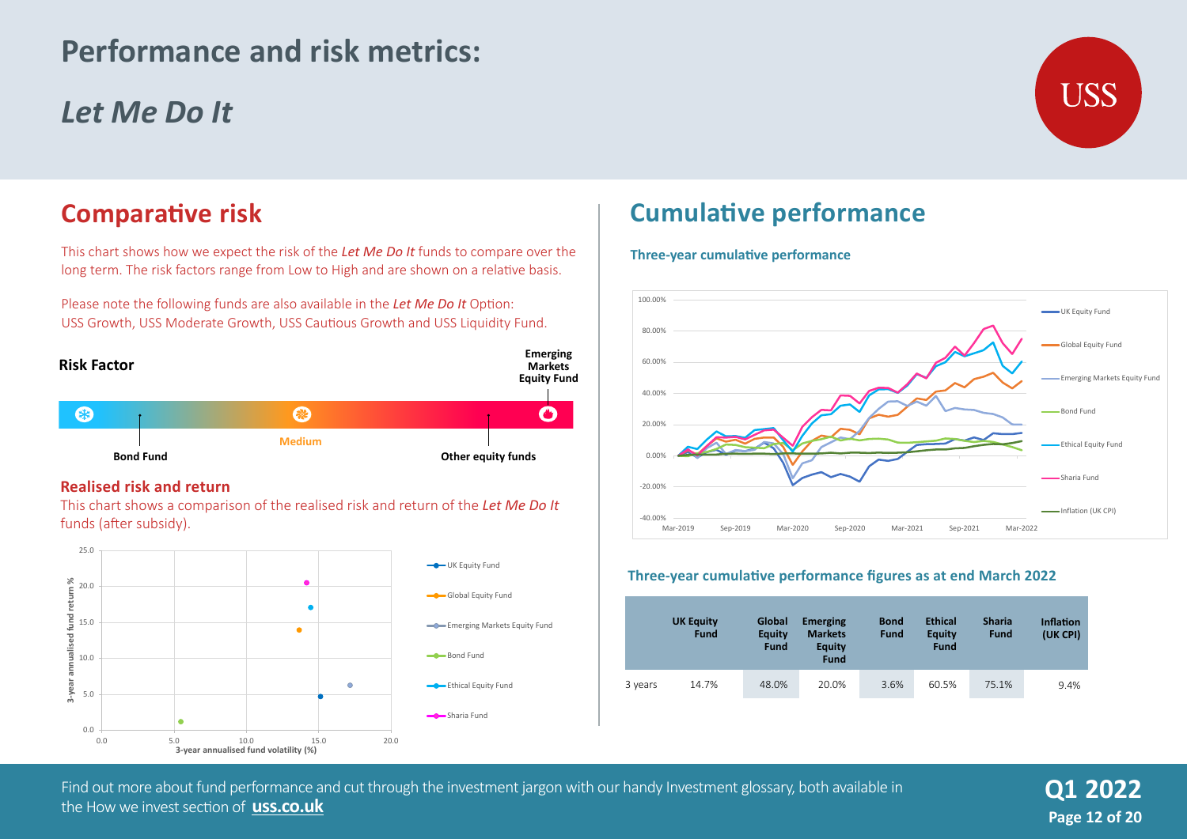# Performance and risk metrics:

# *Let Me Do It*

## Comparative risk

This chart shows how we expect the risk of the *Let Me Do It* funds to compare over the long term. The risk factors range from Low to High and are shown on a relative basis.

Please note the following funds are also available in the *Let Me Do It* Option: USS Growth, USS Moderate Growth, USS Cautious Growth and USS Liquidity Fund.

**Risk Factor**

Bond Fund — Medium — Other equity funds — Emerging Markets Equity Fund

### Realised risk and return

This chart shows a comparison of the realised risk and return of the *Let Me Do It* funds (after subsidy).

## Cumulative performance

### Three-year cumulative performance

### Three-year cumulative performance figures as at end March 2022

| | UK Equity Fund | Global Equity Fund | Emerging Markets Equity Fund | Bond Fund | Ethical Equity Fund | Sharia Fund | Inflation (UK CPI) |
|---|---|---|---|---|---|---|---|
| 3 years | 14.7% | 48.0% | 20.0% | 3.6% | 60.5% | 75.1% | 9.4% |

Find out more about fund performance and cut through the investment jargon with our handy Investment glossary, both available in the How we invest section of **uss.co.uk**

**Q1 2022**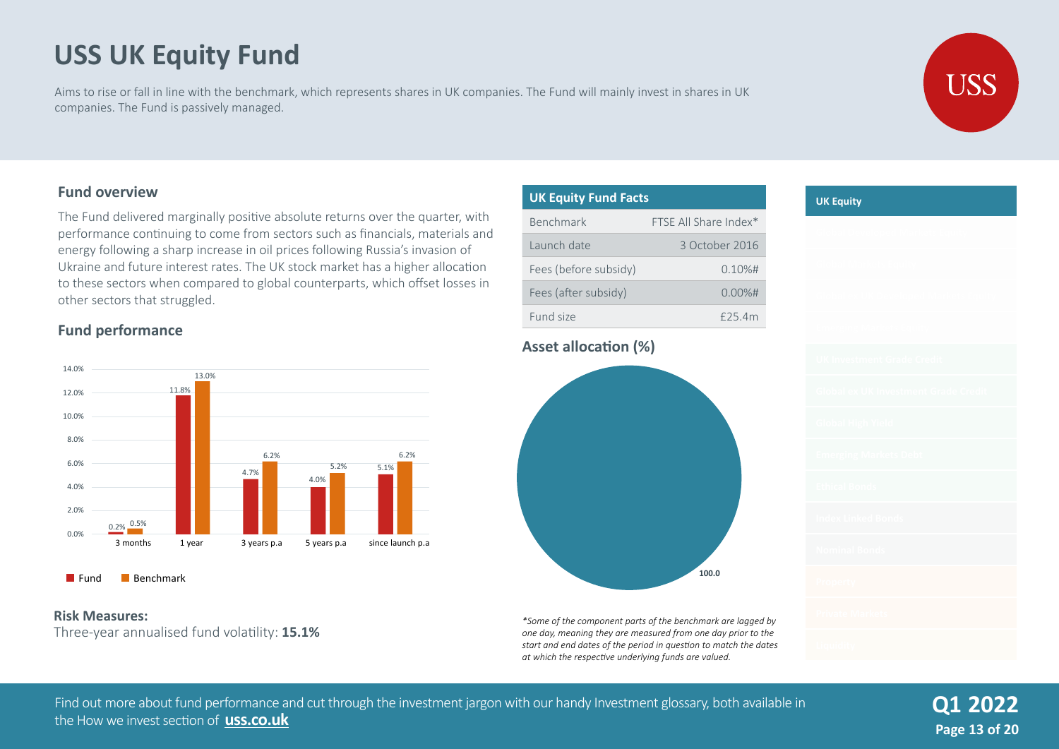# USS UK Equity Fund

Aims to rise or fall in line with the benchmark, which represents shares in UK companies. The Fund will mainly invest in shares in UK companies. The Fund is passively managed.

## Fund overview

The Fund delivered marginally positive absolute returns over the quarter, with performance continuing to come from sectors such as financials, materials and energy following a sharp increase in oil prices following Russia's invasion of Ukraine and future interest rates. The UK stock market has a higher allocation to these sectors when compared to global counterparts, which offset losses in other sectors that struggled.

## Fund performance

| | 3 months | 1 year | 3 years p.a | 5 years p.a | since launch p.a |
|---|---|---|---|---|---|
| Fund | 0.2% | 11.8% | 4.7% | 4.0% | 5.1% |
| Benchmark | 0.5% | 13.0% | 6.2% | 5.2% | 6.2% |

**Risk Measures:**

Three-year annualised fund volatility: **15.1%**

## UK Equity Fund Facts

| | |
|---|---|
| Benchmark | FTSE All Share Index* |
| Launch date | 3 October 2016 |
| Fees (before subsidy) | 0.10%# |
| Fees (after subsidy) | 0.00%# |
| Fund size | £25.4m |

## Asset allocation (%)

| Asset | % |
|---|---|
| UK Equity | 100.0 |

*\*Some of the component parts of the benchmark are lagged by one day, meaning they are measured from one day prior to the start and end dates of the period in question to match the dates at which the respective underlying funds are valued.*

Find out more about fund performance and cut through the investment jargon with our handy Investment glossary, both available in the How we invest section of **uss.co.uk**

**Q1 2022**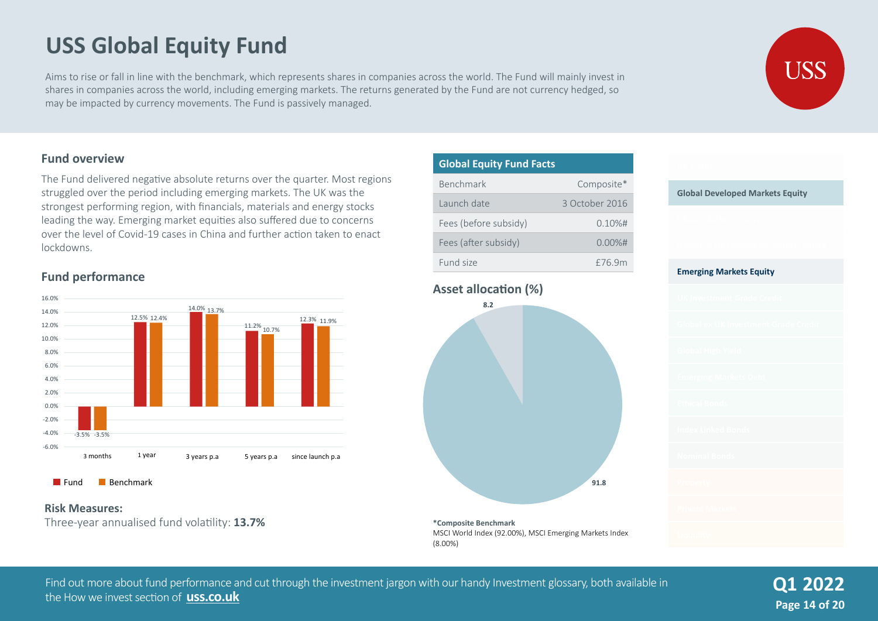# USS Global Equity Fund

Aims to rise or fall in line with the benchmark, which represents shares in companies across the world. The Fund will mainly invest in shares in companies across the world, including emerging markets. The returns generated by the Fund are not currency hedged, so may be impacted by currency movements. The Fund is passively managed.

## Fund overview

The Fund delivered negative absolute returns over the quarter. Most regions struggled over the period including emerging markets. The UK was the strongest performing region, with financials, materials and energy stocks leading the way. Emerging market equities also suffered due to concerns over the level of Covid-19 cases in China and further action taken to enact lockdowns.

## Fund performance

| | 3 months | 1 year | 3 years p.a | 5 years p.a | since launch p.a |
|---|---|---|---|---|---|
| Fund | -3.5% | 12.5% | 14.0% | 11.2% | 12.3% |
| Benchmark | -3.5% | 12.4% | 13.7% | 10.7% | 11.9% |

**Risk Measures:**

Three-year annualised fund volatility: **13.7%**

## Global Equity Fund Facts

| | |
|---|---|
| Benchmark | Composite* |
| Launch date | 3 October 2016 |
| Fees (before subsidy) | 0.10%# |
| Fees (after subsidy) | 0.00%# |
| Fund size | £76.9m |

## Asset allocation (%)

| Asset | % |
|---|---|
| Global Developed Markets Equity | 91.8 |
| Emerging Markets Equity | 8.2 |

**\*Composite Benchmark**

MSCI World Index (92.00%), MSCI Emerging Markets Index (8.00%)

Find out more about fund performance and cut through the investment jargon with our handy Investment glossary, both available in the How we invest section of **uss.co.uk**

**Q1 2022**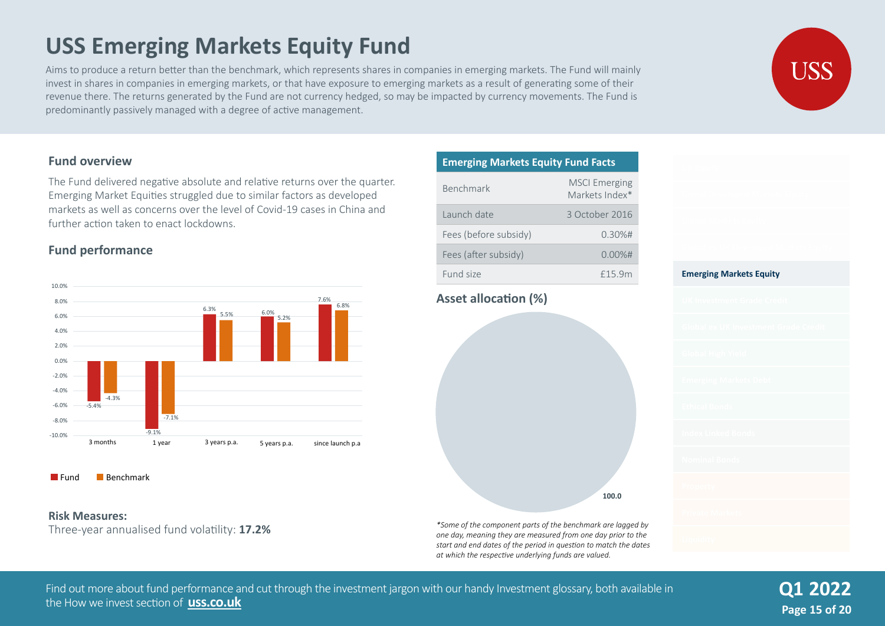# USS Emerging Markets Equity Fund

Aims to produce a return better than the benchmark, which represents shares in companies in emerging markets. The Fund will mainly invest in shares in companies in emerging markets, or that have exposure to emerging markets as a result of generating some of their revenue there. The returns generated by the Fund are not currency hedged, so may be impacted by currency movements. The Fund is predominantly passively managed with a degree of active management.

## Fund overview

The Fund delivered negative absolute and relative returns over the quarter. Emerging Market Equities struggled due to similar factors as developed markets as well as concerns over the level of Covid-19 cases in China and further action taken to enact lockdowns.

## Fund performance

| | Fund | Benchmark |
|---|---|---|
| 3 months | -5.4% | -4.3% |
| 1 year | -9.1% | -7.1% |
| 3 years p.a. | 6.3% | 5.5% |
| 5 years p.a. | 6.0% | 5.2% |
| since launch p.a | 7.6% | 6.8% |

**Risk Measures:**
Three-year annualised fund volatility: **17.2%**

## Emerging Markets Equity Fund Facts

| | |
|---|---|
| Benchmark | MSCI Emerging Markets Index* |
| Launch date | 3 October 2016 |
| Fees (before subsidy) | 0.30%# |
| Fees (after subsidy) | 0.00%# |
| Fund size | £15.9m |

## Asset allocation (%)

100.0

*\*Some of the component parts of the benchmark are lagged by one day, meaning they are measured from one day prior to the start and end dates of the period in question to match the dates at which the respective underlying funds are valued.*

**Emerging Markets Equity**

Find out more about fund performance and cut through the investment jargon with our handy Investment glossary, both available in the How we invest section of **uss.co.uk**

**Q1 2022**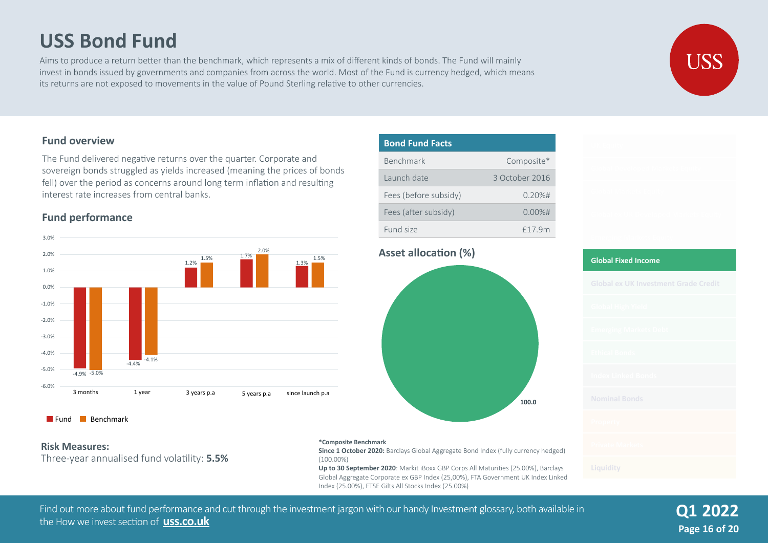# USS Bond Fund

Aims to produce a return better than the benchmark, which represents a mix of different kinds of bonds. The Fund will mainly invest in bonds issued by governments and companies from across the world. Most of the Fund is currency hedged, which means its returns are not exposed to movements in the value of Pound Sterling relative to other currencies.

## Fund overview

The Fund delivered negative returns over the quarter. Corporate and sovereign bonds struggled as yields increased (meaning the prices of bonds fell) over the period as concerns around long term inflation and resulting interest rate increases from central banks.

## Fund performance

| | Fund | Benchmark |
|---|---|---|
| 3 months | -4.9% | -5.0% |
| 1 year | -4.4% | -4.1% |
| 3 years p.a | 1.2% | 1.5% |
| 5 years p.a | 1.7% | 2.0% |
| since launch p.a | 1.3% | 1.5% |

## Bond Fund Facts

| | |
|---|---|
| Benchmark | Composite* |
| Launch date | 3 October 2016 |
| Fees (before subsidy) | 0.20%# |
| Fees (after subsidy) | 0.00%# |
| Fund size | £17.9m |

## Asset allocation (%)

Global Fixed Income: 100.0

Global ex UK Investment Grade Credit

Global High Yield

Emerging Markets Debt

Ethical Bonds

Index Linked Bonds

Nominal Bonds

Property

Private Markets

Liquidity

## Risk Measures:

Three-year annualised fund volatility: **5.5%**

**\*Composite Benchmark**

**Since 1 October 2020:** Barclays Global Aggregate Bond Index (fully currency hedged) (100.00%)

**Up to 30 September 2020**: Markit iBoxx GBP Corps All Maturities (25.00%), Barclays Global Aggregate Corporate ex GBP Index (25,00%), FTA Government UK Index Linked Index (25.00%), FTSE Gilts All Stocks Index (25.00%)

Find out more about fund performance and cut through the investment jargon with our handy Investment glossary, both available in the How we invest section of **uss.co.uk**

**Q1 2022**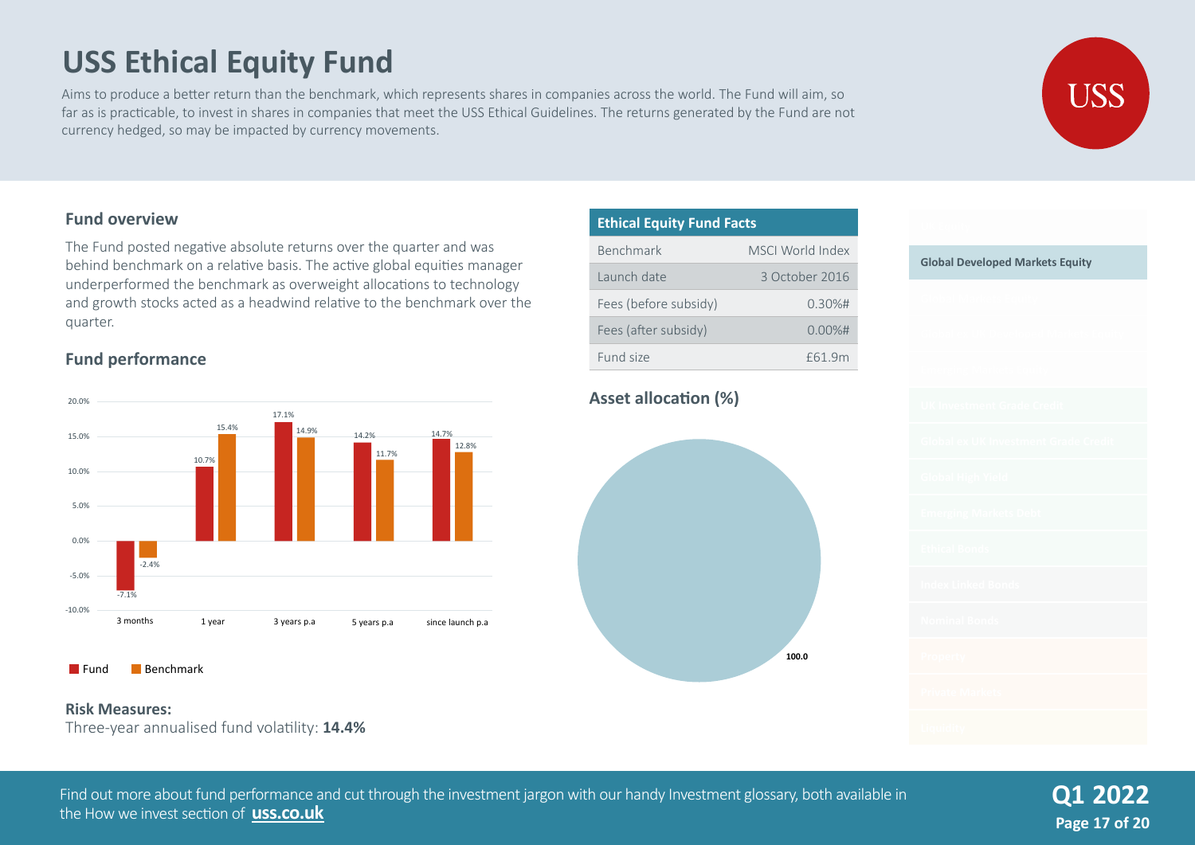# USS Ethical Equity Fund

Aims to produce a better return than the benchmark, which represents shares in companies across the world. The Fund will aim, so far as is practicable, to invest in shares in companies that meet the USS Ethical Guidelines. The returns generated by the Fund are not currency hedged, so may be impacted by currency movements.

## Fund overview

The Fund posted negative absolute returns over the quarter and was behind benchmark on a relative basis. The active global equities manager underperformed the benchmark as overweight allocations to technology and growth stocks acted as a headwind relative to the benchmark over the quarter.

## Fund performance

| | 3 months | 1 year | 3 years p.a | 5 years p.a | since launch p.a |
|---|---|---|---|---|---|
| Fund | -7.1% | 10.7% | 17.1% | 14.2% | 14.7% |
| Benchmark | -2.4% | 15.4% | 14.9% | 11.7% | 12.8% |

**Risk Measures:**
Three-year annualised fund volatility: **14.4%**

| Ethical Equity Fund Facts | |
|---|---|
| Benchmark | MSCI World Index |
| Launch date | 3 October 2016 |
| Fees (before subsidy) | 0.30%# |
| Fees (after subsidy) | 0.00%# |
| Fund size | £61.9m |

## Asset allocation (%)

| Asset class | % |
|---|---|
| Global Developed Markets Equity | 100.0 |

Find out more about fund performance and cut through the investment jargon with our handy Investment glossary, both available in the How we invest section of **uss.co.uk**

**Q1 2022**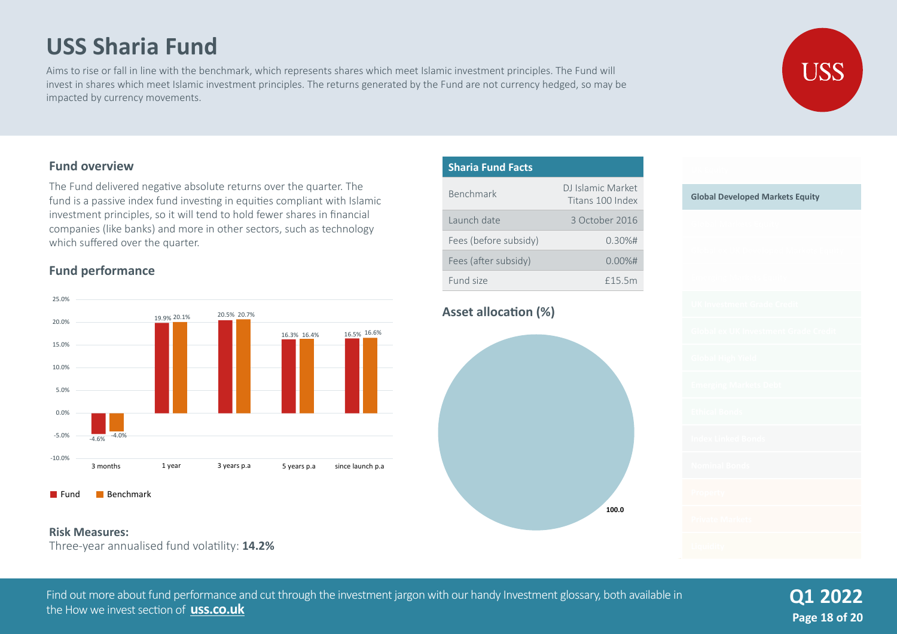# USS Sharia Fund

Aims to rise or fall in line with the benchmark, which represents shares which meet Islamic investment principles. The Fund will invest in shares which meet Islamic investment principles. The returns generated by the Fund are not currency hedged, so may be impacted by currency movements.

## Fund overview

The Fund delivered negative absolute returns over the quarter. The fund is a passive index fund investing in equities compliant with Islamic investment principles, so it will tend to hold fewer shares in financial companies (like banks) and more in other sectors, such as technology which suffered over the quarter.

## Fund performance

| | Fund | Benchmark |
|---|---|---|
| 3 months | -4.6% | -4.0% |
| 1 year | 19.9% | 20.1% |
| 3 years p.a | 20.5% | 20.7% |
| 5 years p.a | 16.3% | 16.4% |
| since launch p.a | 16.5% | 16.6% |

**Risk Measures:**
Three-year annualised fund volatility: **14.2%**

## Sharia Fund Facts

| Sharia Fund Facts | |
|---|---|
| Benchmark | DJ Islamic Market Titans 100 Index |
| Launch date | 3 October 2016 |
| Fees (before subsidy) | 0.30%# |
| Fees (after subsidy) | 0.00%# |
| Fund size | £15.5m |

## Asset allocation (%)

| Asset class | % |
|---|---|
| Global Developed Markets Equity | 100.0 |

Find out more about fund performance and cut through the investment jargon with our handy Investment glossary, both available in the How we invest section of **uss.co.uk**

**Q1 2022**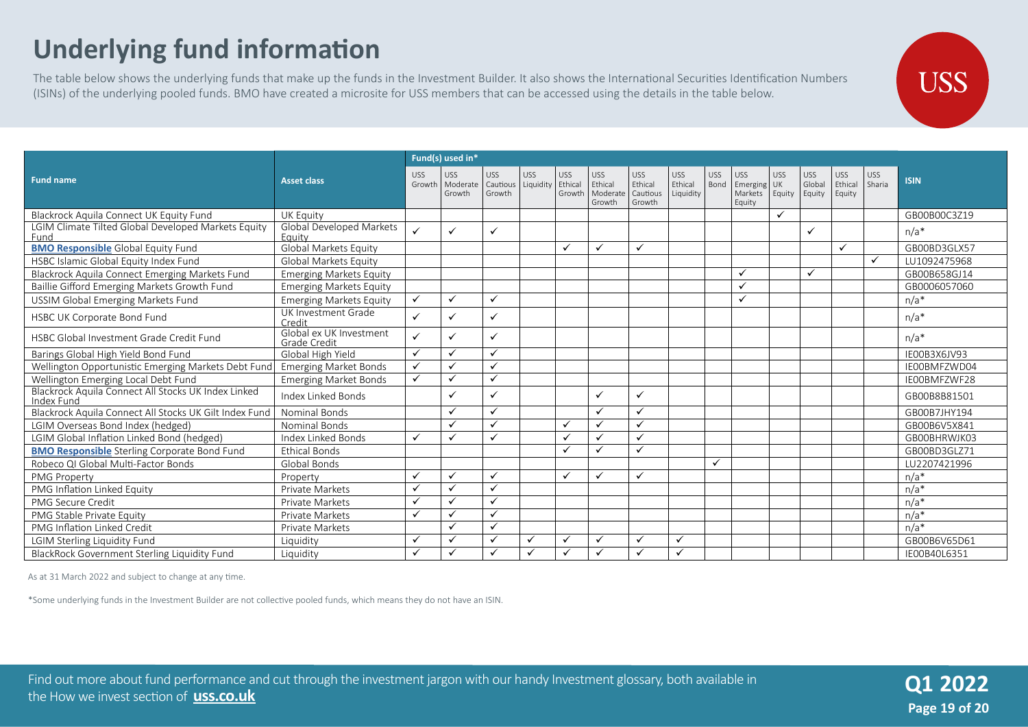# Underlying fund information

The table below shows the underlying funds that make up the funds in the Investment Builder. It also shows the International Securities Identification Numbers (ISINs) of the underlying pooled funds. BMO have created a microsite for USS members that can be accessed using the details in the table below.

| Fund name | Asset class | Fund(s) used in* | | | | | | | | | | | | | | ISIN |
|---|---|---|---|---|---|---|---|---|---|---|---|---|---|---|---|---|
| | | USS Growth | USS Moderate Growth | USS Cautious Growth | USS Liquidity | USS Ethical Growth | USS Ethical Moderate Growth | USS Ethical Cautious Growth | USS Ethical Liquidity | USS Bond | USS Emerging Markets Equity | USS UK Equity | USS Global Equity | USS Ethical Equity | USS Sharia | |
| Blackrock Aquila Connect UK Equity Fund | UK Equity | | | | | | | | | | | ✓ | | | | GB00B00C3Z19 |
| LGIM Climate Tilted Global Developed Markets Equity Fund | Global Developed Markets Equity | ✓ | ✓ | ✓ | | | | | | | | | ✓ | | | n/a* |
| **BMO Responsible** Global Equity Fund | Global Markets Equity | | | | | ✓ | ✓ | ✓ | | | | | | ✓ | | GB00BD3GLX57 |
| HSBC Islamic Global Equity Index Fund | Global Markets Equity | | | | | | | | | | | | | | ✓ | LU1092475968 |
| Blackrock Aquila Connect Emerging Markets Fund | Emerging Markets Equity | | | | | | | | | | ✓ | | ✓ | | | GB00B658GJ14 |
| Baillie Gifford Emerging Markets Growth Fund | Emerging Markets Equity | | | | | | | | | | ✓ | | | | | GB0006057060 |
| USSIM Global Emerging Markets Fund | Emerging Markets Equity | ✓ | ✓ | ✓ | | | | | | | ✓ | | | | | n/a* |
| HSBC UK Corporate Bond Fund | UK Investment Grade Credit | ✓ | ✓ | ✓ | | | | | | | | | | | | n/a* |
| HSBC Global Investment Grade Credit Fund | Global ex UK Investment Grade Credit | ✓ | ✓ | ✓ | | | | | | | | | | | | n/a* |
| Barings Global High Yield Bond Fund | Global High Yield | ✓ | ✓ | ✓ | | | | | | | | | | | | IE00B3X6JV93 |
| Wellington Opportunistic Emerging Markets Debt Fund | Emerging Market Bonds | ✓ | ✓ | ✓ | | | | | | | | | | | | IE00BMFZWD04 |
| Wellington Emerging Local Debt Fund | Emerging Market Bonds | ✓ | ✓ | ✓ | | | | | | | | | | | | IE00BMFZWF28 |
| Blackrock Aquila Connect All Stocks UK Index Linked Index Fund | Index Linked Bonds | | ✓ | ✓ | | | ✓ | ✓ | | | | | | | | GB00B8B81501 |
| Blackrock Aquila Connect All Stocks UK Gilt Index Fund | Nominal Bonds | | ✓ | ✓ | | | ✓ | ✓ | | | | | | | | GB00B7JHY194 |
| LGIM Overseas Bond Index (hedged) | Nominal Bonds | | ✓ | ✓ | | ✓ | ✓ | ✓ | | | | | | | | GB00B6V5X841 |
| LGIM Global Inflation Linked Bond (hedged) | Index Linked Bonds | ✓ | ✓ | ✓ | | ✓ | ✓ | ✓ | | | | | | | | GB00BHRWJK03 |
| **BMO Responsible** Sterling Corporate Bond Fund | Ethical Bonds | | | | | ✓ | ✓ | ✓ | | | | | | | | GB00BD3GLZ71 |
| Robeco QI Global Multi-Factor Bonds | Global Bonds | | | | | | | | | ✓ | | | | | | LU2207421996 |
| PMG Property | Property | ✓ | ✓ | ✓ | | ✓ | ✓ | ✓ | | | | | | | | n/a* |
| PMG Inflation Linked Equity | Private Markets | ✓ | ✓ | ✓ | | | | | | | | | | | | n/a* |
| PMG Secure Credit | Private Markets | ✓ | ✓ | ✓ | | | | | | | | | | | | n/a* |
| PMG Stable Private Equity | Private Markets | ✓ | ✓ | ✓ | | | | | | | | | | | | n/a* |
| PMG Inflation Linked Credit | Private Markets | | ✓ | ✓ | | | | | | | | | | | | n/a* |
| LGIM Sterling Liquidity Fund | Liquidity | ✓ | ✓ | ✓ | ✓ | ✓ | ✓ | ✓ | ✓ | | | | | | | GB00B6V65D61 |
| BlackRock Government Sterling Liquidity Fund | Liquidity | ✓ | ✓ | ✓ | ✓ | ✓ | ✓ | ✓ | ✓ | | | | | | | IE00B40L6351 |

As at 31 March 2022 and subject to change at any time.

*Some underlying funds in the Investment Builder are not collective pooled funds, which means they do not have an ISIN.

Find out more about fund performance and cut through the investment jargon with our handy Investment glossary, both available in the How we invest section of **uss.co.uk**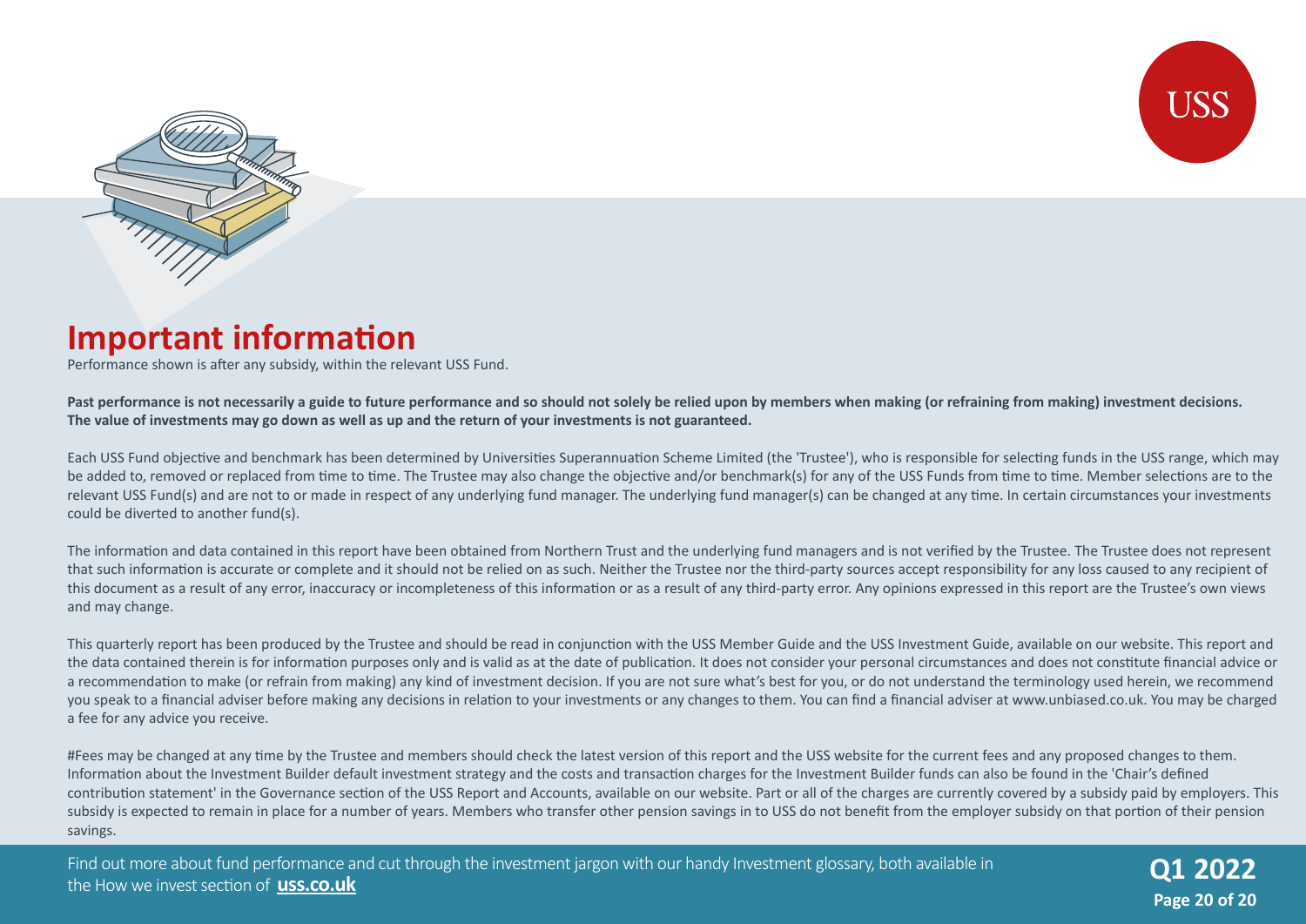# Important information

Performance shown is after any subsidy, within the relevant USS Fund.

**Past performance is not necessarily a guide to future performance and so should not solely be relied upon by members when making (or refraining from making) investment decisions. The value of investments may go down as well as up and the return of your investments is not guaranteed.**

Each USS Fund objective and benchmark has been determined by Universities Superannuation Scheme Limited (the 'Trustee'), who is responsible for selecting funds in the USS range, which may be added to, removed or replaced from time to time. The Trustee may also change the objective and/or benchmark(s) for any of the USS Funds from time to time. Member selections are to the relevant USS Fund(s) and are not to or made in respect of any underlying fund manager. The underlying fund manager(s) can be changed at any time. In certain circumstances your investments could be diverted to another fund(s).

The information and data contained in this report have been obtained from Northern Trust and the underlying fund managers and is not verified by the Trustee. The Trustee does not represent that such information is accurate or complete and it should not be relied on as such. Neither the Trustee nor the third-party sources accept responsibility for any loss caused to any recipient of this document as a result of any error, inaccuracy or incompleteness of this information or as a result of any third-party error. Any opinions expressed in this report are the Trustee's own views and may change.

This quarterly report has been produced by the Trustee and should be read in conjunction with the USS Member Guide and the USS Investment Guide, available on our website. This report and the data contained therein is for information purposes only and is valid as at the date of publication. It does not consider your personal circumstances and does not constitute financial advice or a recommendation to make (or refrain from making) any kind of investment decision. If you are not sure what's best for you, or do not understand the terminology used herein, we recommend you speak to a financial adviser before making any decisions in relation to your investments or any changes to them. You can find a financial adviser at www.unbiased.co.uk. You may be charged a fee for any advice you receive.

#Fees may be changed at any time by the Trustee and members should check the latest version of this report and the USS website for the current fees and any proposed changes to them. Information about the Investment Builder default investment strategy and the costs and transaction charges for the Investment Builder funds can also be found in the 'Chair's defined contribution statement' in the Governance section of the USS Report and Accounts, available on our website. Part or all of the charges are currently covered by a subsidy paid by employers. This subsidy is expected to remain in place for a number of years. Members who transfer other pension savings in to USS do not benefit from the employer subsidy on that portion of their pension savings.

Find out more about fund performance and cut through the investment jargon with our handy Investment glossary, both available in the How we invest section of **uss.co.uk**